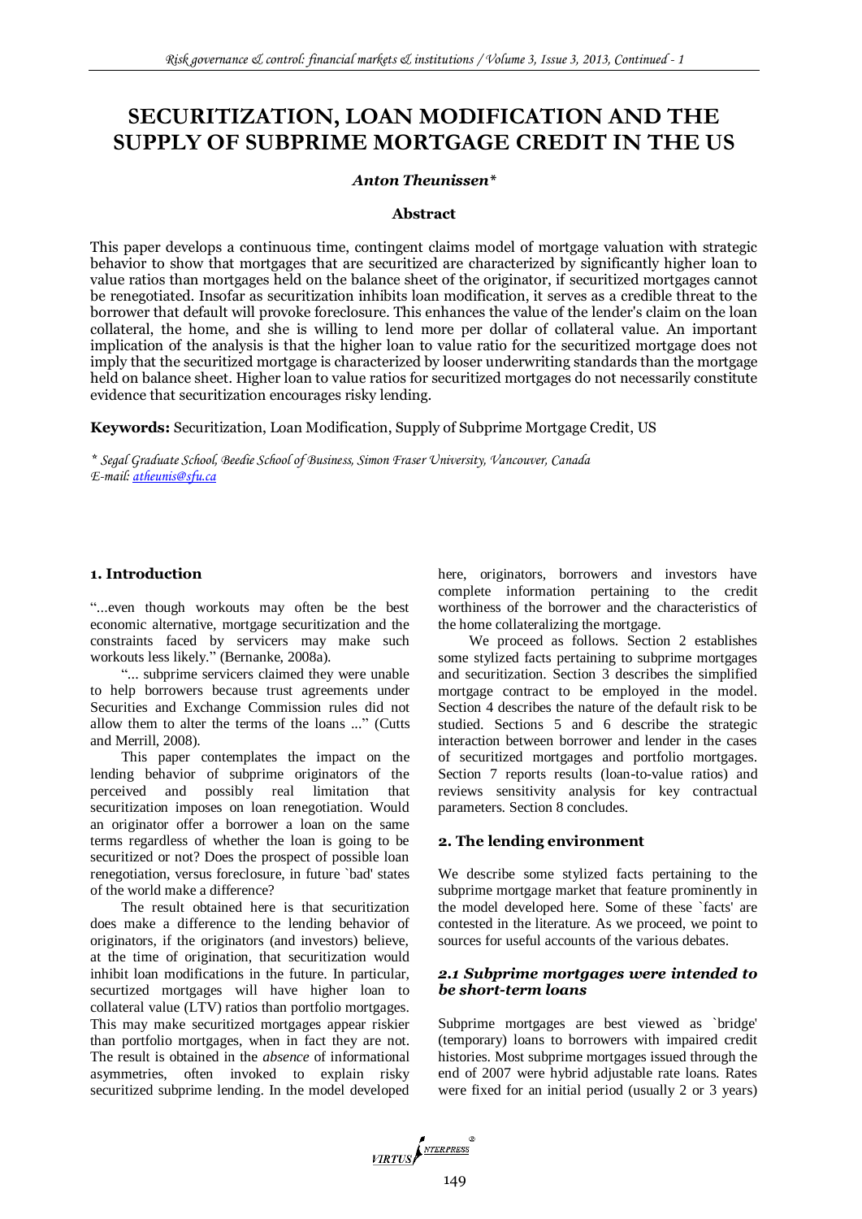# SECURITIZATION, LOAN MODIFICATION AND THE SUPPLY OF SUBPRIME MORTGAGE CREDIT IN THE US

***Anton Theunissen****

**Abstract**

This paper develops a continuous time, contingent claims model of mortgage valuation with strategic behavior to show that mortgages that are securitized are characterized by significantly higher loan to value ratios than mortgages held on the balance sheet of the originator, if securitized mortgages cannot be renegotiated. Insofar as securitization inhibits loan modification, it serves as a credible threat to the borrower that default will provoke foreclosure. This enhances the value of the lender's claim on the loan collateral, the home, and she is willing to lend more per dollar of collateral value. An important implication of the analysis is that the higher loan to value ratio for the securitized mortgage does not imply that the securitized mortgage is characterized by looser underwriting standards than the mortgage held on balance sheet. Higher loan to value ratios for securitized mortgages do not necessarily constitute evidence that securitization encourages risky lending.

**Keywords:** Securitization, Loan Modification, Supply of Subprime Mortgage Credit, US

*\* Segal Graduate School, Beedie School of Business, Simon Fraser University, Vancouver, Canada*
*E-mail: atheunis@sfu.ca*

## 1. Introduction

"...even though workouts may often be the best economic alternative, mortgage securitization and the constraints faced by servicers may make such workouts less likely." (Bernanke, 2008a).

"... subprime servicers claimed they were unable to help borrowers because trust agreements under Securities and Exchange Commission rules did not allow them to alter the terms of the loans ..." (Cutts and Merrill, 2008).

This paper contemplates the impact on the lending behavior of subprime originators of the perceived and possibly real limitation that securitization imposes on loan renegotiation. Would an originator offer a borrower a loan on the same terms regardless of whether the loan is going to be securitized or not? Does the prospect of possible loan renegotiation, versus foreclosure, in future `bad' states of the world make a difference?

The result obtained here is that securitization does make a difference to the lending behavior of originators, if the originators (and investors) believe, at the time of origination, that securitization would inhibit loan modifications in the future. In particular, secutized mortgages will have higher loan to collateral value (LTV) ratios than portfolio mortgages. This may make securitized mortgages appear riskier than portfolio mortgages, when in fact they are not. The result is obtained in the *absence* of informational asymmetries, often invoked to explain risky securitized subprime lending. In the model developed here, originators, borrowers and investors have complete information pertaining to the credit worthiness of the borrower and the characteristics of the home collateralizing the mortgage.

We proceed as follows. Section 2 establishes some stylized facts pertaining to subprime mortgages and securitization. Section 3 describes the simplified mortgage contract to be employed in the model. Section 4 describes the nature of the default risk to be studied. Sections 5 and 6 describe the strategic interaction between borrower and lender in the cases of securitized mortgages and portfolio mortgages. Section 7 reports results (loan-to-value ratios) and reviews sensitivity analysis for key contractual parameters. Section 8 concludes.

## 2. The lending environment

We describe some stylized facts pertaining to the subprime mortgage market that feature prominently in the model developed here. Some of these `facts' are contested in the literature. As we proceed, we point to sources for useful accounts of the various debates.

### *2.1 Subprime mortgages were intended to be short-term loans*

Subprime mortgages are best viewed as `bridge' (temporary) loans to borrowers with impaired credit histories. Most subprime mortgages issued through the end of 2007 were hybrid adjustable rate loans. Rates were fixed for an initial period (usually 2 or 3 years)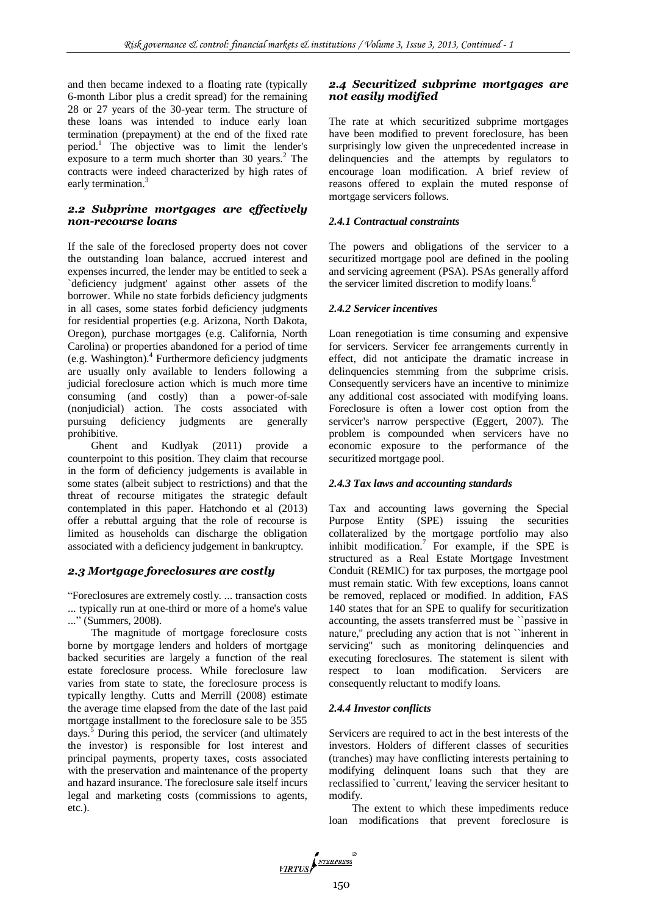and then became indexed to a floating rate (typically 6-month Libor plus a credit spread) for the remaining 28 or 27 years of the 30-year term. The structure of these loans was intended to induce early loan termination (prepayment) at the end of the fixed rate period.[1] The objective was to limit the lender's exposure to a term much shorter than 30 years.[2] The contracts were indeed characterized by high rates of early termination.[3]

### *2.2 Subprime mortgages are effectively non-recourse loans*

If the sale of the foreclosed property does not cover the outstanding loan balance, accrued interest and expenses incurred, the lender may be entitled to seek a `deficiency judgment' against other assets of the borrower. While no state forbids deficiency judgments in all cases, some states forbid deficiency judgments for residential properties (e.g. Arizona, North Dakota, Oregon), purchase mortgages (e.g. California, North Carolina) or properties abandoned for a period of time (e.g. Washington).[4] Furthermore deficiency judgments are usually only available to lenders following a judicial foreclosure action which is much more time consuming (and costly) than a power-of-sale (nonjudicial) action. The costs associated with pursuing deficiency judgments are generally prohibitive.

Ghent and Kudlyak (2011) provide a counterpoint to this position. They claim that recourse in the form of deficiency judgements is available in some states (albeit subject to restrictions) and that the threat of recourse mitigates the strategic default contemplated in this paper. Hatchondo et al (2013) offer a rebuttal arguing that the role of recourse is limited as households can discharge the obligation associated with a deficiency judgement in bankruptcy.

### *2.3 Mortgage foreclosures are costly*

"Foreclosures are extremely costly. ... transaction costs ... typically run at one-third or more of a home's value ..." (Summers, 2008).

The magnitude of mortgage foreclosure costs borne by mortgage lenders and holders of mortgage backed securities are largely a function of the real estate foreclosure process. While foreclosure law varies from state to state, the foreclosure process is typically lengthy. Cutts and Merrill (2008) estimate the average time elapsed from the date of the last paid mortgage installment to the foreclosure sale to be 355 days.[5] During this period, the servicer (and ultimately the investor) is responsible for lost interest and principal payments, property taxes, costs associated with the preservation and maintenance of the property and hazard insurance. The foreclosure sale itself incurs legal and marketing costs (commissions to agents, etc.).

### *2.4 Securitized subprime mortgages are not easily modified*

The rate at which securitized subprime mortgages have been modified to prevent foreclosure, has been surprisingly low given the unprecedented increase in delinquencies and the attempts by regulators to encourage loan modification. A brief review of reasons offered to explain the muted response of mortgage servicers follows.

#### *2.4.1 Contractual constraints*

The powers and obligations of the servicer to a securitized mortgage pool are defined in the pooling and servicing agreement (PSA). PSAs generally afford the servicer limited discretion to modify loans.[6]

#### *2.4.2 Servicer incentives*

Loan renegotiation is time consuming and expensive for servicers. Servicer fee arrangements currently in effect, did not anticipate the dramatic increase in delinquencies stemming from the subprime crisis. Consequently servicers have an incentive to minimize any additional cost associated with modifying loans. Foreclosure is often a lower cost option from the servicer's narrow perspective (Eggert, 2007). The problem is compounded when servicers have no economic exposure to the performance of the securitized mortgage pool.

#### *2.4.3 Tax laws and accounting standards*

Tax and accounting laws governing the Special Purpose Entity (SPE) issuing the securities collateralized by the mortgage portfolio may also inhibit modification.[7] For example, if the SPE is structured as a Real Estate Mortgage Investment Conduit (REMIC) for tax purposes, the mortgage pool must remain static. With few exceptions, loans cannot be removed, replaced or modified. In addition, FAS 140 states that for an SPE to qualify for securitization accounting, the assets transferred must be ``passive in nature,'' precluding any action that is not ``inherent in servicing'' such as monitoring delinquencies and executing foreclosures. The statement is silent with respect to loan modification. Servicers are consequently reluctant to modify loans.

#### *2.4.4 Investor conflicts*

Servicers are required to act in the best interests of the investors. Holders of different classes of securities (tranches) may have conflicting interests pertaining to modifying delinquent loans such that they are reclassified to `current,' leaving the servicer hesitant to modify.

The extent to which these impediments reduce loan modifications that prevent foreclosure is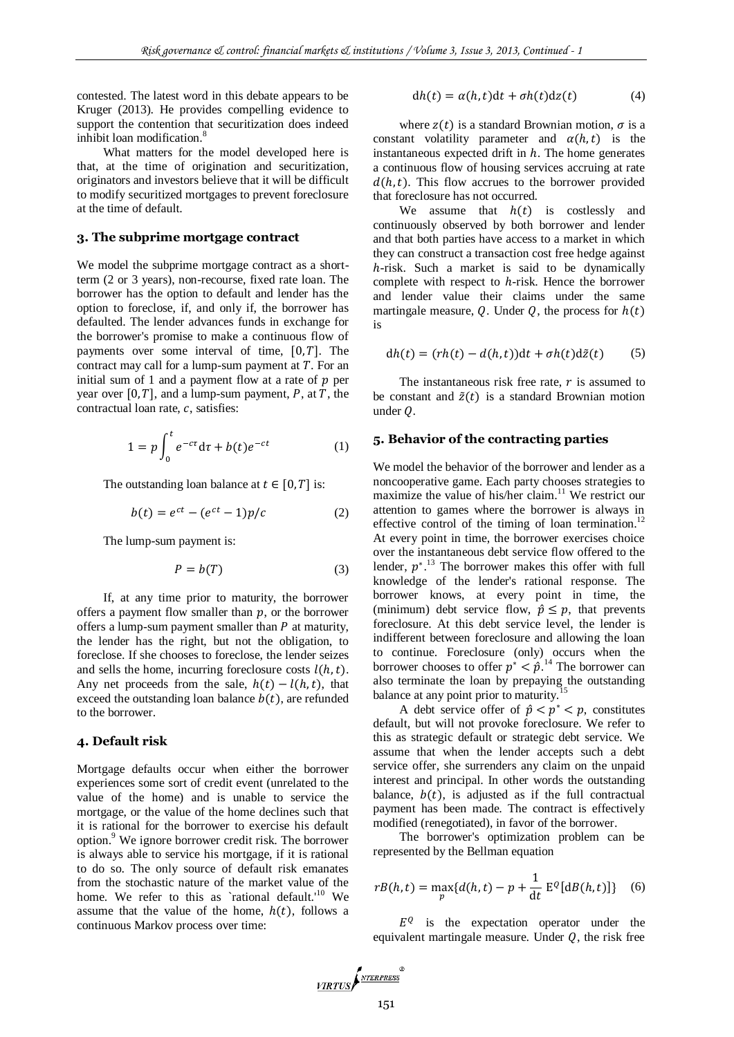contested. The latest word in this debate appears to be Kruger (2013). He provides compelling evidence to support the contention that securitization does indeed inhibit loan modification.[8]

What matters for the model developed here is that, at the time of origination and securitization, originators and investors believe that it will be difficult to modify securitized mortgages to prevent foreclosure at the time of default.

## 3. The subprime mortgage contract

We model the subprime mortgage contract as a short-term (2 or 3 years), non-recourse, fixed rate loan. The borrower has the option to default and lender has the option to foreclose, if, and only if, the borrower has defaulted. The lender advances funds in exchange for the borrower's promise to make a continuous flow of payments over some interval of time, $[0,T]$. The contract may call for a lump-sum payment at $T$. For an initial sum of 1 and a payment flow at a rate of $p$ per year over $[0,T]$, and a lump-sum payment, $P$, at $T$, the contractual loan rate, $c$, satisfies:

$$1 = p\int_0^t e^{-c\tau}\mathrm{d}\tau + b(t)e^{-ct} \tag{1}$$

The outstanding loan balance at $t \in [0,T]$ is:

$$b(t) = e^{ct} - (e^{ct} - 1)p/c \tag{2}$$

The lump-sum payment is:

$$P = b(T) \tag{3}$$

If, at any time prior to maturity, the borrower offers a payment flow smaller than $p$, or the borrower offers a lump-sum payment smaller than $P$ at maturity, the lender has the right, but not the obligation, to foreclose. If she chooses to foreclose, the lender seizes and sells the home, incurring foreclosure costs $l(h,t)$. Any net proceeds from the sale, $h(t) - l(h,t)$, that exceed the outstanding loan balance $b(t)$, are refunded to the borrower.

## 4. Default risk

Mortgage defaults occur when either the borrower experiences some sort of credit event (unrelated to the value of the home) and is unable to service the mortgage, or the value of the home declines such that it is rational for the borrower to exercise his default option.[9] We ignore borrower credit risk. The borrower is always able to service his mortgage, if it is rational to do so. The only source of default risk emanates from the stochastic nature of the market value of the home. We refer to this as `rational default.'[10] We assume that the value of the home, $h(t)$, follows a continuous Markov process over time:

$$\mathrm{d}h(t) = \alpha(h,t)\mathrm{d}t + \sigma h(t)\mathrm{d}z(t) \tag{4}$$

where $z(t)$ is a standard Brownian motion, $\sigma$ is a constant volatility parameter and $\alpha(h,t)$ is the instantaneous expected drift in $h$. The home generates a continuous flow of housing services accruing at rate $d(h,t)$. This flow accrues to the borrower provided that foreclosure has not occurred.

We assume that $h(t)$ is costlessly and continuously observed by both borrower and lender and that both parties have access to a market in which they can construct a transaction cost free hedge against $h$-risk. Such a market is said to be dynamically complete with respect to $h$-risk. Hence the borrower and lender value their claims under the same martingale measure, $Q$. Under $Q$, the process for $h(t)$ is

$$\mathrm{d}h(t) = (rh(t) - d(h,t))\mathrm{d}t + \sigma h(t)\mathrm{d}\tilde{z}(t) \tag{5}$$

The instantaneous risk free rate, $r$ is assumed to be constant and $\tilde{z}(t)$ is a standard Brownian motion under $Q$.

## 5. Behavior of the contracting parties

We model the behavior of the borrower and lender as a noncooperative game. Each party chooses strategies to maximize the value of his/her claim.[11] We restrict our attention to games where the borrower is always in effective control of the timing of loan termination.[12] At every point in time, the borrower exercises choice over the instantaneous debt service flow offered to the lender, $p^*$.[13] The borrower makes this offer with full knowledge of the lender's rational response. The borrower knows, at every point in time, the (minimum) debt service flow, $\hat{p} \leq p$, that prevents foreclosure. At this debt service level, the lender is indifferent between foreclosure and allowing the loan to continue. Foreclosure (only) occurs when the borrower chooses to offer $p^* < \hat{p}$.[14] The borrower can also terminate the loan by prepaying the outstanding balance at any point prior to maturity.[15]

A debt service offer of $\hat{p} < p^* < p$, constitutes default, but will not provoke foreclosure. We refer to this as strategic default or strategic debt service. We assume that when the lender accepts such a debt service offer, she surrenders any claim on the unpaid interest and principal. In other words the outstanding balance, $b(t)$, is adjusted as if the full contractual payment has been made. The contract is effectively modified (renegotiated), in favor of the borrower.

The borrower's optimization problem can be represented by the Bellman equation

$$rB(h,t) = \max_p\{d(h,t) - p + \frac{1}{\mathrm{d}t}\,\mathrm{E}^Q[\mathrm{d}B(h,t)]\} \tag{6}$$

$E^Q$ is the expectation operator under the equivalent martingale measure. Under $Q$, the risk free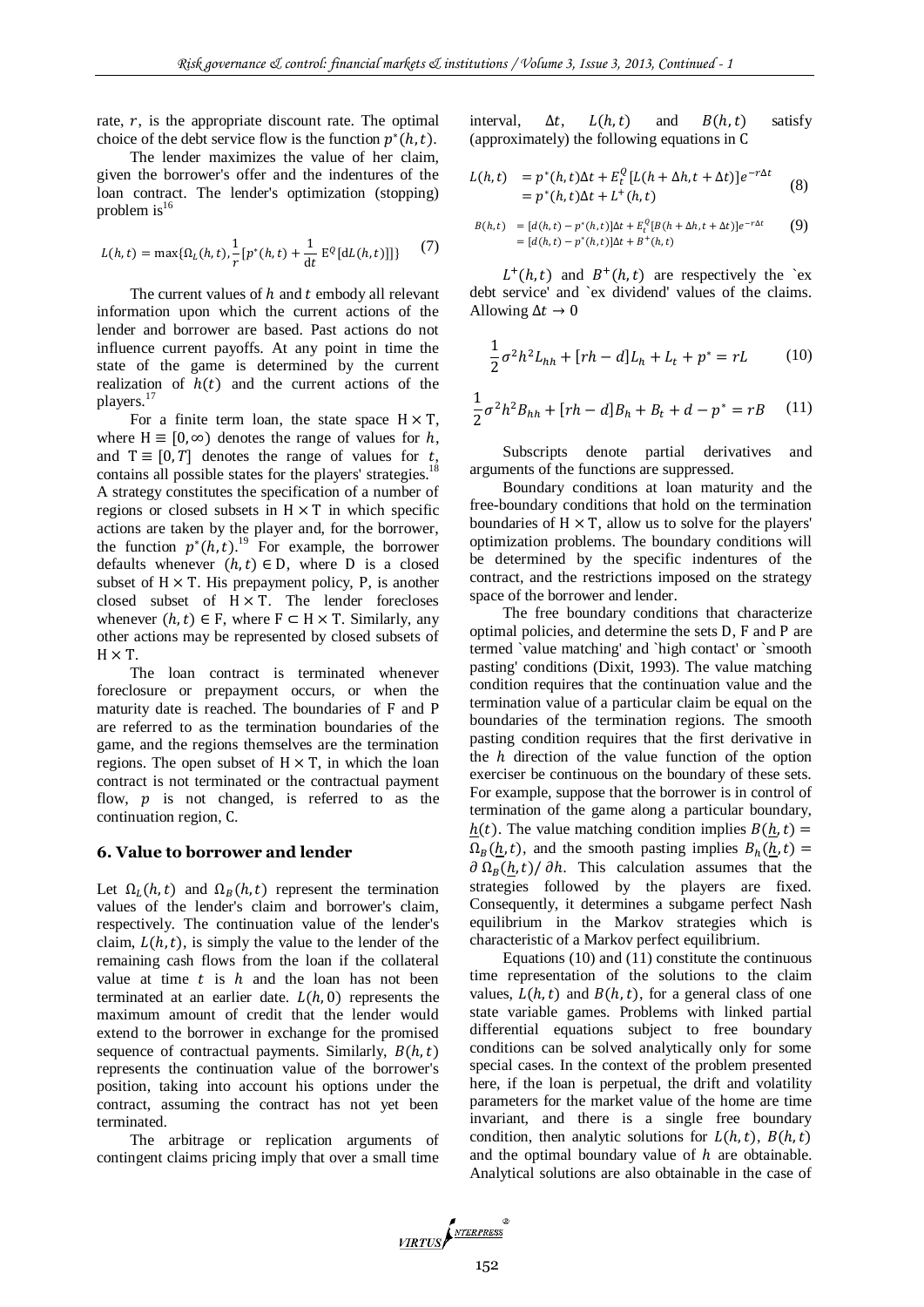rate, $r$, is the appropriate discount rate. The optimal choice of the debt service flow is the function $p^*(h,t)$.

The lender maximizes the value of her claim, given the borrower's offer and the indentures of the loan contract. The lender's optimization (stopping) problem is[16]

$$L(h,t) = \max\{\Omega_L(h,t), \frac{1}{r}[p^*(h,t) + \frac{1}{dt}\,\mathrm{E}^Q[dL(h,t)]]\} \tag{7}$$

The current values of $h$ and $t$ embody all relevant information upon which the current actions of the lender and borrower are based. Past actions do not influence current payoffs. At any point in time the state of the game is determined by the current realization of $h(t)$ and the current actions of the players.[17]

For a finite term loan, the state space $\mathrm{H} \times \mathrm{T}$, where $\mathrm{H} \equiv [0,\infty)$ denotes the range of values for $h$, and $\mathrm{T} \equiv [0,T]$ denotes the range of values for $t$, contains all possible states for the players' strategies.[18] A strategy constitutes the specification of a number of regions or closed subsets in $\mathrm{H} \times \mathrm{T}$ in which specific actions are taken by the player and, for the borrower, the function $p^*(h,t)$.[19] For example, the borrower defaults whenever $(h,t) \in \mathrm{D}$, where D is a closed subset of $\mathrm{H} \times \mathrm{T}$. His prepayment policy, P, is another closed subset of $\mathrm{H} \times \mathrm{T}$. The lender forecloses whenever $(h,t) \in \mathrm{F}$, where $\mathrm{F} \subset \mathrm{H} \times \mathrm{T}$. Similarly, any other actions may be represented by closed subsets of $\mathrm{H} \times \mathrm{T}$.

The loan contract is terminated whenever foreclosure or prepayment occurs, or when the maturity date is reached. The boundaries of F and P are referred to as the termination boundaries of the game, and the regions themselves are the termination regions. The open subset of $\mathrm{H} \times \mathrm{T}$, in which the loan contract is not terminated or the contractual payment flow, $p$ is not changed, is referred to as the continuation region, C.

## 6. Value to borrower and lender

Let $\Omega_L(h,t)$ and $\Omega_B(h,t)$ represent the termination values of the lender's claim and borrower's claim, respectively. The continuation value of the lender's claim, $L(h,t)$, is simply the value to the lender of the remaining cash flows from the loan if the collateral value at time $t$ is $h$ and the loan has not been terminated at an earlier date. $L(h,0)$ represents the maximum amount of credit that the lender would extend to the borrower in exchange for the promised sequence of contractual payments. Similarly, $B(h,t)$ represents the continuation value of the borrower's position, taking into account his options under the contract, assuming the contract has not yet been terminated.

The arbitrage or replication arguments of contingent claims pricing imply that over a small time interval, $\Delta t$, $L(h,t)$ and $B(h,t)$ satisfy (approximately) the following equations in C

$$\begin{aligned} L(h,t) &= p^*(h,t)\Delta t + E_t^Q[L(h+\Delta h, t+\Delta t)]e^{-r\Delta t} \\ &= p^*(h,t)\Delta t + L^+(h,t) \end{aligned} \tag{8}$$

$$\begin{aligned} B(h,t) &= [d(h,t) - p^*(h,t)]\Delta t + E_t^Q[B(h+\Delta h, t+\Delta t)]e^{-r\Delta t} \\ &= [d(h,t) - p^*(h,t)]\Delta t + B^+(h,t) \end{aligned} \tag{9}$$

$L^+(h,t)$ and $B^+(h,t)$ are respectively the `ex debt service' and `ex dividend' values of the claims. Allowing $\Delta t \to 0$

$$\frac{1}{2}\sigma^2 h^2 L_{hh} + [rh - d]L_h + L_t + p^* = rL \tag{10}$$

$$\frac{1}{2}\sigma^2 h^2 B_{hh} + [rh - d]B_h + B_t + d - p^* = rB \tag{11}$$

Subscripts denote partial derivatives and arguments of the functions are suppressed.

Boundary conditions at loan maturity and the free-boundary conditions that hold on the termination boundaries of $\mathrm{H} \times \mathrm{T}$, allow us to solve for the players' optimization problems. The boundary conditions will be determined by the specific indentures of the contract, and the restrictions imposed on the strategy space of the borrower and lender.

The free boundary conditions that characterize optimal policies, and determine the sets D, F and P are termed `value matching' and `high contact' or `smooth pasting' conditions (Dixit, 1993). The value matching condition requires that the continuation value and the termination value of a particular claim be equal on the boundaries of the termination regions. The smooth pasting condition requires that the first derivative in the $h$ direction of the value function of the option exerciser be continuous on the boundary of these sets. For example, suppose that the borrower is in control of termination of the game along a particular boundary, $\underline{h}(t)$. The value matching condition implies $B(\underline{h},t) = \Omega_B(\underline{h},t)$, and the smooth pasting implies $B_h(\underline{h},t) = \partial\,\Omega_B(\underline{h},t)/\,\partial h$. This calculation assumes that the strategies followed by the players are fixed. Consequently, it determines a subgame perfect Nash equilibrium in the Markov strategies which is characteristic of a Markov perfect equilibrium.

Equations (10) and (11) constitute the continuous time representation of the solutions to the claim values, $L(h,t)$ and $B(h,t)$, for a general class of one state variable games. Problems with linked partial differential equations subject to free boundary conditions can be solved analytically only for some special cases. In the context of the problem presented here, if the loan is perpetual, the drift and volatility parameters for the market value of the home are time invariant, and there is a single free boundary condition, then analytic solutions for $L(h,t)$, $B(h,t)$ and the optimal boundary value of $h$ are obtainable. Analytical solutions are also obtainable in the case of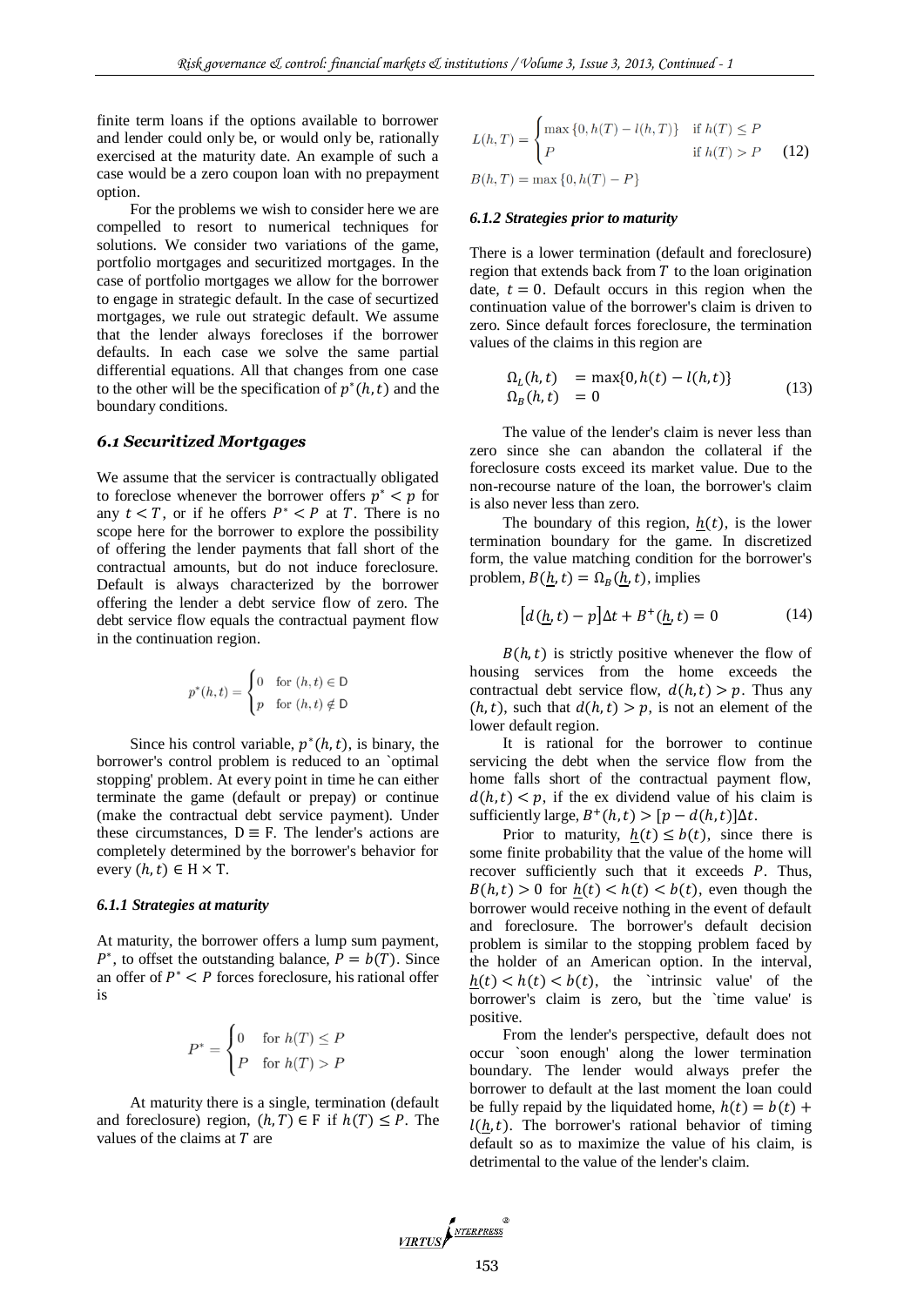finite term loans if the options available to borrower and lender could only be, or would only be, rationally exercised at the maturity date. An example of such a case would be a zero coupon loan with no prepayment option.

For the problems we wish to consider here we are compelled to resort to numerical techniques for solutions. We consider two variations of the game, portfolio mortgages and securitized mortgages. In the case of portfolio mortgages we allow for the borrower to engage in strategic default. In the case of securitized mortgages, we rule out strategic default. We assume that the lender always forecloses if the borrower defaults. In each case we solve the same partial differential equations. All that changes from one case to the other will be the specification of $p^*(h,t)$ and the boundary conditions.

### *6.1 Securitized Mortgages*

We assume that the servicer is contractually obligated to foreclose whenever the borrower offers $p^* < p$ for any $t < T$, or if he offers $P^* < P$ at $T$. There is no scope here for the borrower to explore the possibility of offering the lender payments that fall short of the contractual amounts, but do not induce foreclosure. Default is always characterized by the borrower offering the lender a debt service flow of zero. The debt service flow equals the contractual payment flow in the continuation region.

$$p^*(h,t) = \begin{cases} 0 & \text{for } (h,t) \in \mathrm{D} \\ p & \text{for } (h,t) \notin \mathrm{D} \end{cases}$$

Since his control variable, $p^*(h,t)$, is binary, the borrower's control problem is reduced to an `optimal stopping' problem. At every point in time he can either terminate the game (default or prepay) or continue (make the contractual debt service payment). Under these circumstances, $\mathrm{D} \equiv \mathrm{F}$. The lender's actions are completely determined by the borrower's behavior for every $(h,t) \in \mathrm{H} \times \mathrm{T}$.

#### *6.1.1 Strategies at maturity*

At maturity, the borrower offers a lump sum payment, $P^*$, to offset the outstanding balance, $P = b(T)$. Since an offer of $P^* < P$ forces foreclosure, his rational offer is

$$P^* = \begin{cases} 0 & \text{for } h(T) \le P \\ P & \text{for } h(T) > P \end{cases}$$

At maturity there is a single, termination (default and foreclosure) region, $(h,T) \in \mathrm{F}$ if $h(T) \le P$. The values of the claims at $T$ are

$$L(h,T) = \begin{cases} \max\{0, h(T) - l(h,T)\} & \text{if } h(T) \le P \\ P & \text{if } h(T) > P \end{cases} \tag{12}$$

$$B(h,T) = \max\{0, h(T) - P\}$$

#### *6.1.2 Strategies prior to maturity*

There is a lower termination (default and foreclosure) region that extends back from $T$ to the loan origination date, $t = 0$. Default occurs in this region when the continuation value of the borrower's claim is driven to zero. Since default forces foreclosure, the termination values of the claims in this region are

$$\begin{aligned} \Omega_L(h,t) &= \max\{0, h(t) - l(h,t)\} \\ \Omega_B(h,t) &= 0 \end{aligned} \tag{13}$$

The value of the lender's claim is never less than zero since she can abandon the collateral if the foreclosure costs exceed its market value. Due to the non-recourse nature of the loan, the borrower's claim is also never less than zero.

The boundary of this region, $\underline{h}(t)$, is the lower termination boundary for the game. In discretized form, the value matching condition for the borrower's problem, $B(\underline{h},t) = \Omega_B(\underline{h},t)$, implies

$$\left[d(\underline{h},t) - p\right]\Delta t + B^+(\underline{h},t) = 0 \tag{14}$$

$B(h,t)$ is strictly positive whenever the flow of housing services from the home exceeds the contractual debt service flow, $d(h,t) > p$. Thus any $(h,t)$, such that $d(h,t) > p$, is not an element of the lower default region.

It is rational for the borrower to continue servicing the debt when the service flow from the home falls short of the contractual payment flow, $d(h,t) < p$, if the ex dividend value of his claim is sufficiently large, $B^+(h,t) > [p - d(h,t)]\Delta t$.

Prior to maturity, $\underline{h}(t) \le b(t)$, since there is some finite probability that the value of the home will recover sufficiently such that it exceeds $P$. Thus, $B(h,t) > 0$ for $\underline{h}(t) < h(t) < b(t)$, even though the borrower would receive nothing in the event of default and foreclosure. The borrower's default decision problem is similar to the stopping problem faced by the holder of an American option. In the interval, $\underline{h}(t) < h(t) < b(t)$, the `intrinsic value' of the borrower's claim is zero, but the `time value' is positive.

From the lender's perspective, default does not occur `soon enough' along the lower termination boundary. The lender would always prefer the borrower to default at the last moment the loan could be fully repaid by the liquidated home, $h(t) = b(t) + l(\underline{h},t)$. The borrower's rational behavior of timing default so as to maximize the value of his claim, is detrimental to the value of the lender's claim.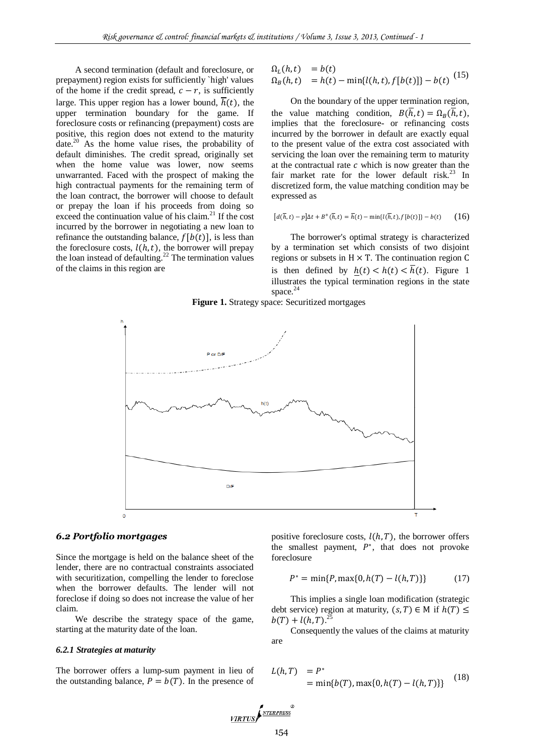A second termination (default and foreclosure, or prepayment) region exists for sufficiently `high' values of the home if the credit spread, $c - r$, is sufficiently large. This upper region has a lower bound, $\overline{h}(t)$, the upper termination boundary for the game. If foreclosure costs or refinancing (prepayment) costs are positive, this region does not extend to the maturity date.[20] As the home value rises, the probability of default diminishes. The credit spread, originally set when the home value was lower, now seems unwarranted. Faced with the prospect of making the high contractual payments for the remaining term of the loan contract, the borrower will choose to default or prepay the loan if his proceeds from doing so exceed the continuation value of his claim.[21] If the cost incurred by the borrower in negotiating a new loan to refinance the outstanding balance, $f[b(t)]$, is less than the foreclosure costs, $l(h,t)$, the borrower will prepay the loan instead of defaulting.[22] The termination values of the claims in this region are

$$\begin{aligned} \Omega_L(h,t) &= b(t) \\ \Omega_B(h,t) &= h(t) - \min\{l(h,t), f[b(t)]\} - b(t) \end{aligned} \quad (15)$$

On the boundary of the upper termination region, the value matching condition, $B(\overline{h},t) = \Omega_B(\overline{h},t)$, implies that the foreclosure- or refinancing costs incurred by the borrower in default are exactly equal to the present value of the extra cost associated with servicing the loan over the remaining term to maturity at the contractual rate $c$ which is now greater than the fair market rate for the lower default risk.[23] In discretized form, the value matching condition may be expressed as

$$[d(\overline{h},t) - p]\Delta t + B^+(\overline{h},t) = \overline{h}(t) - \min\{l(\overline{h},t), f[b(t)]\} - b(t) \quad (16)$$

The borrower's optimal strategy is characterized by a termination set which consists of two disjoint regions or subsets in $\mathrm{H} \times \mathrm{T}$. The continuation region $\mathrm{C}$ is then defined by $\underline{h}(t) < h(t) < \overline{h}(t)$. Figure 1 illustrates the typical termination regions in the state space.[24]

**Figure 1.** Strategy space: Securitized mortgages

### 6.2 Portfolio mortgages

Since the mortgage is held on the balance sheet of the lender, there are no contractual constraints associated with securitization, compelling the lender to foreclose when the borrower defaults. The lender will not foreclose if doing so does not increase the value of her claim.

We describe the strategy space of the game, starting at the maturity date of the loan.

#### 6.2.1 Strategies at maturity

The borrower offers a lump-sum payment in lieu of the outstanding balance, $P = b(T)$. In the presence of positive foreclosure costs, $l(h,T)$, the borrower offers the smallest payment, $P^*$, that does not provoke foreclosure

$$P^* = \min\{P, \max\{0, h(T) - l(h,T)\}\} \quad (17)$$

This implies a single loan modification (strategic debt service) region at maturity, $(s,T) \in \mathrm{M}$ if $h(T) \leq b(T) + l(h,T)$.[25]

Consequently the values of the claims at maturity are

$$\begin{aligned} L(h,T) &= P^* \\ &= \min\{b(T), \max\{0, h(T) - l(h,T)\}\} \end{aligned} \quad (18)$$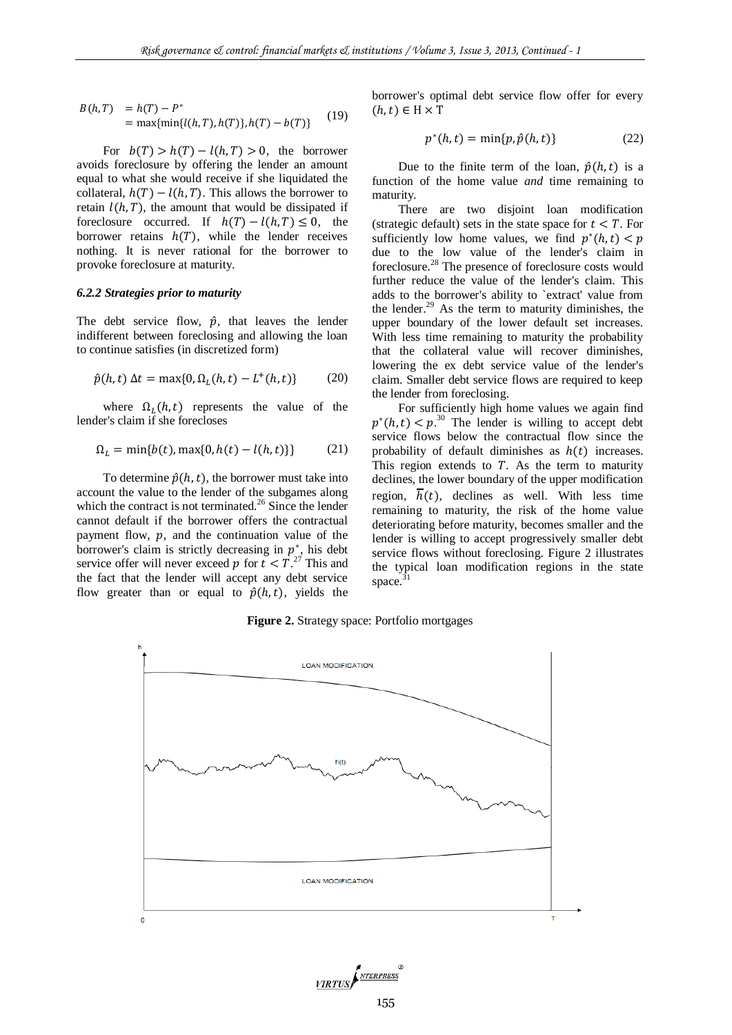$$\begin{aligned} B(h,T) &= h(T) - P^* \\ &= \max\{\min\{l(h,T), h(T)\}, h(T) - b(T)\} \end{aligned} \quad (19)$$

For $b(T) > h(T) - l(h,T) > 0$, the borrower avoids foreclosure by offering the lender an amount equal to what she would receive if she liquidated the collateral, $h(T) - l(h,T)$. This allows the borrower to retain $l(h,T)$, the amount that would be dissipated if foreclosure occurred. If $h(T) - l(h,T) \leq 0$, the borrower retains $h(T)$, while the lender receives nothing. It is never rational for the borrower to provoke foreclosure at maturity.

#### *6.2.2 Strategies prior to maturity*

The debt service flow, $\hat{p}$, that leaves the lender indifferent between foreclosing and allowing the loan to continue satisfies (in discretized form)

$$\hat{p}(h,t)\,\Delta t = \max\{0, \Omega_L(h,t) - L^+(h,t)\} \quad (20)$$

where $\Omega_L(h,t)$ represents the value of the lender's claim if she forecloses

$$\Omega_L = \min\{b(t), \max\{0, h(t) - l(h,t)\}\} \quad (21)$$

To determine $\hat{p}(h,t)$, the borrower must take into account the value to the lender of the subgames along which the contract is not terminated.[26] Since the lender cannot default if the borrower offers the contractual payment flow, $p$, and the continuation value of the borrower's claim is strictly decreasing in $p^*$, his debt service offer will never exceed $p$ for $t < T$.[27] This and the fact that the lender will accept any debt service flow greater than or equal to $\hat{p}(h,t)$, yields the borrower's optimal debt service flow offer for every $(h,t) \in \mathrm{H} \times \mathrm{T}$

$$p^*(h,t) = \min\{p, \hat{p}(h,t)\} \quad (22)$$

Due to the finite term of the loan, $\hat{p}(h,t)$ is a function of the home value *and* time remaining to maturity.

There are two disjoint loan modification (strategic default) sets in the state space for $t < T$. For sufficiently low home values, we find $p^*(h,t) < p$ due to the low value of the lender's claim in foreclosure.[28] The presence of foreclosure costs would further reduce the value of the lender's claim. This adds to the borrower's ability to `extract' value from the lender.[29] As the term to maturity diminishes, the upper boundary of the lower default set increases. With less time remaining to maturity the probability that the collateral value will recover diminishes, lowering the ex debt service value of the lender's claim. Smaller debt service flows are required to keep the lender from foreclosing.

For sufficiently high home values we again find $p^*(h,t) < p$.[30] The lender is willing to accept debt service flows below the contractual flow since the probability of default diminishes as $h(t)$ increases. This region extends to $T$. As the term to maturity declines, the lower boundary of the upper modification region, $\overline{h}(t)$, declines as well. With less time remaining to maturity, the risk of the home value deteriorating before maturity, becomes smaller and the lender is willing to accept progressively smaller debt service flows without foreclosing. Figure 2 illustrates the typical loan modification regions in the state space.[31]

**Figure 2.** Strategy space: Portfolio mortgages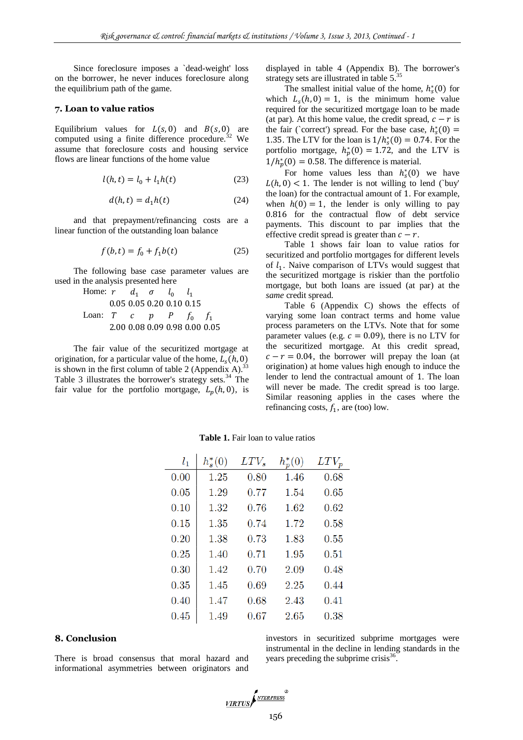Since foreclosure imposes a `dead-weight' loss on the borrower, he never induces foreclosure along the equilibrium path of the game.

## 7. Loan to value ratios

Equilibrium values for $L(s,0)$ and $B(s,0)$ are computed using a finite difference procedure.[32] We assume that foreclosure costs and housing service flows are linear functions of the home value

$$l(h,t) = l_0 + l_1 h(t) \tag{23}$$

$$d(h,t) = d_1 h(t) \tag{24}$$

and that prepayment/refinancing costs are a linear function of the outstanding loan balance

$$f(b,t) = f_0 + f_1 b(t) \tag{25}$$

The following base case parameter values are used in the analysis presented here

| | | | | | | |
|---|---|---|---|---|---|---|
| Home: | $r$ | $d_1$ | $\sigma$ | $l_0$ | $l_1$ | |
| | 0.05 | 0.05 | 0.20 | 0.10 | 0.15 | |
| Loan: | $T$ | $c$ | $p$ | $P$ | $f_0$ | $f_1$ |
| | 2.00 | 0.08 | 0.09 | 0.98 | 0.00 | 0.05 |

The fair value of the securitized mortgage at origination, for a particular value of the home, $L_s(h,0)$ is shown in the first column of table 2 (Appendix A).[33] Table 3 illustrates the borrower's strategy sets.[34] The fair value for the portfolio mortgage, $L_p(h,0)$, is displayed in table 4 (Appendix B). The borrower's strategy sets are illustrated in table 5.[35]

The smallest initial value of the home, $h_s^*(0)$ for which $L_s(h,0) = 1$, is the minimum home value required for the securitized mortgage loan to be made (at par). At this home value, the credit spread, $c - r$ is the fair (`correct') spread. For the base case, $h_s^*(0) = 1.35$. The LTV for the loan is $1/h_s^*(0) = 0.74$. For the portfolio mortgage, $h_p^*(0) = 1.72$, and the LTV is $1/h_p^*(0) = 0.58$. The difference is material.

For home values less than $h_s^*(0)$ we have $L(h,0) < 1$. The lender is not willing to lend (`buy' the loan) for the contractual amount of 1. For example, when $h(0) = 1$, the lender is only willing to pay 0.816 for the contractual flow of debt service payments. This discount to par implies that the effective credit spread is greater than $c - r$.

Table 1 shows fair loan to value ratios for securitized and portfolio mortgages for different levels of $l_1$. Naive comparison of LTVs would suggest that the securitized mortgage is riskier than the portfolio mortgage, but both loans are issued (at par) at the *same* credit spread.

Table 6 (Appendix C) shows the effects of varying some loan contract terms and home value process parameters on the LTVs. Note that for some parameter values (e.g. $c = 0.09$), there is no LTV for the securitized mortgage. At this credit spread, $c - r = 0.04$, the borrower will prepay the loan (at origination) at home values high enough to induce the lender to lend the contractual amount of 1. The loan will never be made. The credit spread is too large. Similar reasoning applies in the cases where the refinancing costs, $f_1$, are (too) low.

**Table 1.** Fair loan to value ratios

| $l_1$ | $h_s^*(0)$ | $LTV_s$ | $h_p^*(0)$ | $LTV_p$ |
|---|---|---|---|---|
| 0.00 | 1.25 | 0.80 | 1.46 | 0.68 |
| 0.05 | 1.29 | 0.77 | 1.54 | 0.65 |
| 0.10 | 1.32 | 0.76 | 1.62 | 0.62 |
| 0.15 | 1.35 | 0.74 | 1.72 | 0.58 |
| 0.20 | 1.38 | 0.73 | 1.83 | 0.55 |
| 0.25 | 1.40 | 0.71 | 1.95 | 0.51 |
| 0.30 | 1.42 | 0.70 | 2.09 | 0.48 |
| 0.35 | 1.45 | 0.69 | 2.25 | 0.44 |
| 0.40 | 1.47 | 0.68 | 2.43 | 0.41 |
| 0.45 | 1.49 | 0.67 | 2.65 | 0.38 |

## 8. Conclusion

There is broad consensus that moral hazard and informational asymmetries between originators and investors in securitized subprime mortgages were instrumental in the decline in lending standards in the years preceding the subprime crisis[36].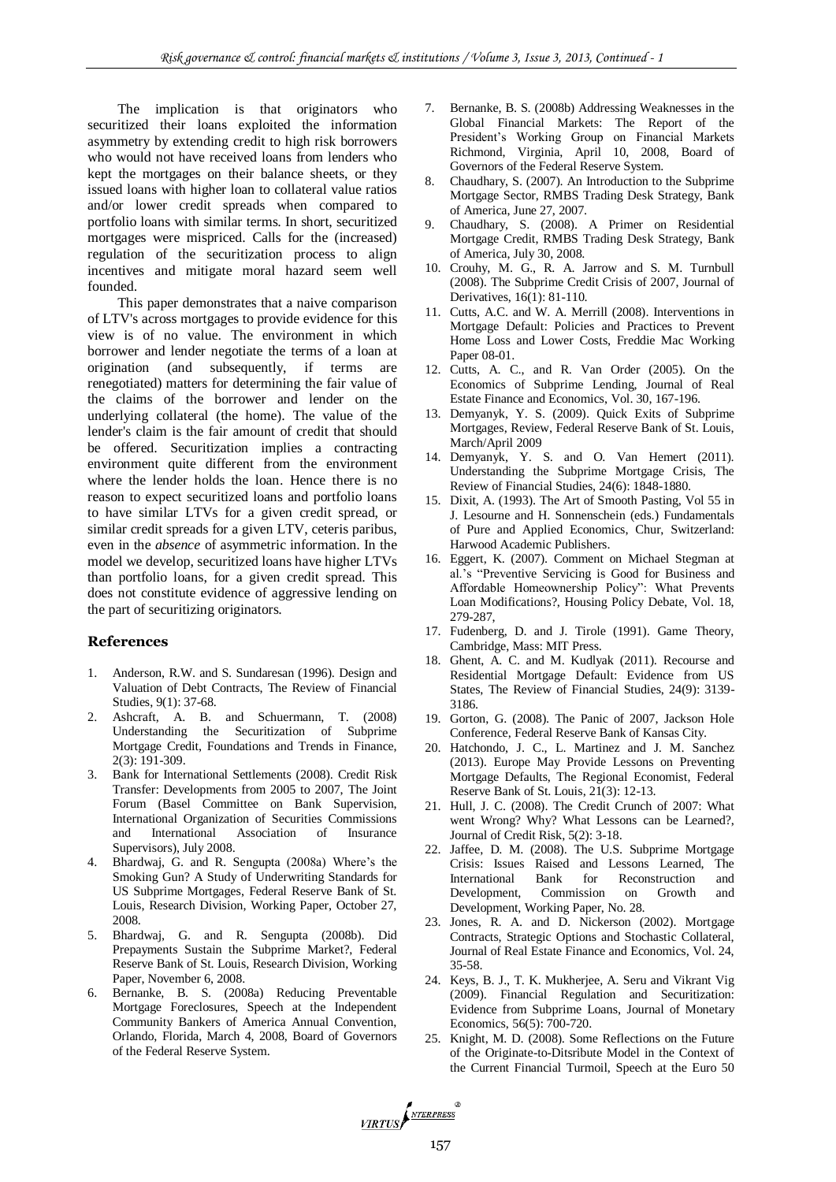The implication is that originators who securitized their loans exploited the information asymmetry by extending credit to high risk borrowers who would not have received loans from lenders who kept the mortgages on their balance sheets, or they issued loans with higher loan to collateral value ratios and/or lower credit spreads when compared to portfolio loans with similar terms. In short, securitized mortgages were mispriced. Calls for the (increased) regulation of the securitization process to align incentives and mitigate moral hazard seem well founded.

This paper demonstrates that a naive comparison of LTV's across mortgages to provide evidence for this view is of no value. The environment in which borrower and lender negotiate the terms of a loan at origination (and subsequently, if terms are renegotiated) matters for determining the fair value of the claims of the borrower and lender on the underlying collateral (the home). The value of the lender's claim is the fair amount of credit that should be offered. Securitization implies a contracting environment quite different from the environment where the lender holds the loan. Hence there is no reason to expect securitized loans and portfolio loans to have similar LTVs for a given credit spread, or similar credit spreads for a given LTV, ceteris paribus, even in the *absence* of asymmetric information. In the model we develop, securitized loans have higher LTVs than portfolio loans, for a given credit spread. This does not constitute evidence of aggressive lending on the part of securitizing originators.

## References

1. Anderson, R.W. and S. Sundaresan (1996). Design and Valuation of Debt Contracts, The Review of Financial Studies, 9(1): 37-68.
2. Ashcraft, A. B. and Schuermann, T. (2008) Understanding the Securitization of Subprime Mortgage Credit, Foundations and Trends in Finance, 2(3): 191-309.
3. Bank for International Settlements (2008). Credit Risk Transfer: Developments from 2005 to 2007, The Joint Forum (Basel Committee on Bank Supervision, International Organization of Securities Commissions and International Association of Insurance Supervisors), July 2008.
4. Bhardwaj, G. and R. Sengupta (2008a) Where's the Smoking Gun? A Study of Underwriting Standards for US Subprime Mortgages, Federal Reserve Bank of St. Louis, Research Division, Working Paper, October 27, 2008.
5. Bhardwaj, G. and R. Sengupta (2008b). Did Prepayments Sustain the Subprime Market?, Federal Reserve Bank of St. Louis, Research Division, Working Paper, November 6, 2008.
6. Bernanke, B. S. (2008a) Reducing Preventable Mortgage Foreclosures, Speech at the Independent Community Bankers of America Annual Convention, Orlando, Florida, March 4, 2008, Board of Governors of the Federal Reserve System.
7. Bernanke, B. S. (2008b) Addressing Weaknesses in the Global Financial Markets: The Report of the President's Working Group on Financial Markets Richmond, Virginia, April 10, 2008, Board of Governors of the Federal Reserve System.
8. Chaudhary, S. (2007). An Introduction to the Subprime Mortgage Sector, RMBS Trading Desk Strategy, Bank of America, June 27, 2007.
9. Chaudhary, S. (2008). A Primer on Residential Mortgage Credit, RMBS Trading Desk Strategy, Bank of America, July 30, 2008.
10. Crouhy, M. G., R. A. Jarrow and S. M. Turnbull (2008). The Subprime Credit Crisis of 2007, Journal of Derivatives, 16(1): 81-110.
11. Cutts, A.C. and W. A. Merrill (2008). Interventions in Mortgage Default: Policies and Practices to Prevent Home Loss and Lower Costs, Freddie Mac Working Paper 08-01.
12. Cutts, A. C., and R. Van Order (2005). On the Economics of Subprime Lending, Journal of Real Estate Finance and Economics, Vol. 30, 167-196.
13. Demyanyk, Y. S. (2009). Quick Exits of Subprime Mortgages, Review, Federal Reserve Bank of St. Louis, March/April 2009
14. Demyanyk, Y. S. and O. Van Hemert (2011). Understanding the Subprime Mortgage Crisis, The Review of Financial Studies, 24(6): 1848-1880.
15. Dixit, A. (1993). The Art of Smooth Pasting, Vol 55 in J. Lesourne and H. Sonnenschein (eds.) Fundamentals of Pure and Applied Economics, Chur, Switzerland: Harwood Academic Publishers.
16. Eggert, K. (2007). Comment on Michael Stegman at al.'s "Preventive Servicing is Good for Business and Affordable Homeownership Policy": What Prevents Loan Modifications?, Housing Policy Debate, Vol. 18, 279-287,
17. Fudenberg, D. and J. Tirole (1991). Game Theory, Cambridge, Mass: MIT Press.
18. Ghent, A. C. and M. Kudlyak (2011). Recourse and Residential Mortgage Default: Evidence from US States, The Review of Financial Studies, 24(9): 3139-3186.
19. Gorton, G. (2008). The Panic of 2007, Jackson Hole Conference, Federal Reserve Bank of Kansas City.
20. Hatchondo, J. C., L. Martinez and J. M. Sanchez (2013). Europe May Provide Lessons on Preventing Mortgage Defaults, The Regional Economist, Federal Reserve Bank of St. Louis, 21(3): 12-13.
21. Hull, J. C. (2008). The Credit Crunch of 2007: What went Wrong? Why? What Lessons can be Learned?, Journal of Credit Risk, 5(2): 3-18.
22. Jaffee, D. M. (2008). The U.S. Subprime Mortgage Crisis: Issues Raised and Lessons Learned, The International Bank for Reconstruction and Development, Commission on Growth and Development, Working Paper, No. 28.
23. Jones, R. A. and D. Nickerson (2002). Mortgage Contracts, Strategic Options and Stochastic Collateral, Journal of Real Estate Finance and Economics, Vol. 24, 35-58.
24. Keys, B. J., T. K. Mukherjee, A. Seru and Vikrant Vig (2009). Financial Regulation and Securitization: Evidence from Subprime Loans, Journal of Monetary Economics, 56(5): 700-720.
25. Knight, M. D. (2008). Some Reflections on the Future of the Originate-to-Ditsribute Model in the Context of the Current Financial Turmoil, Speech at the Euro 50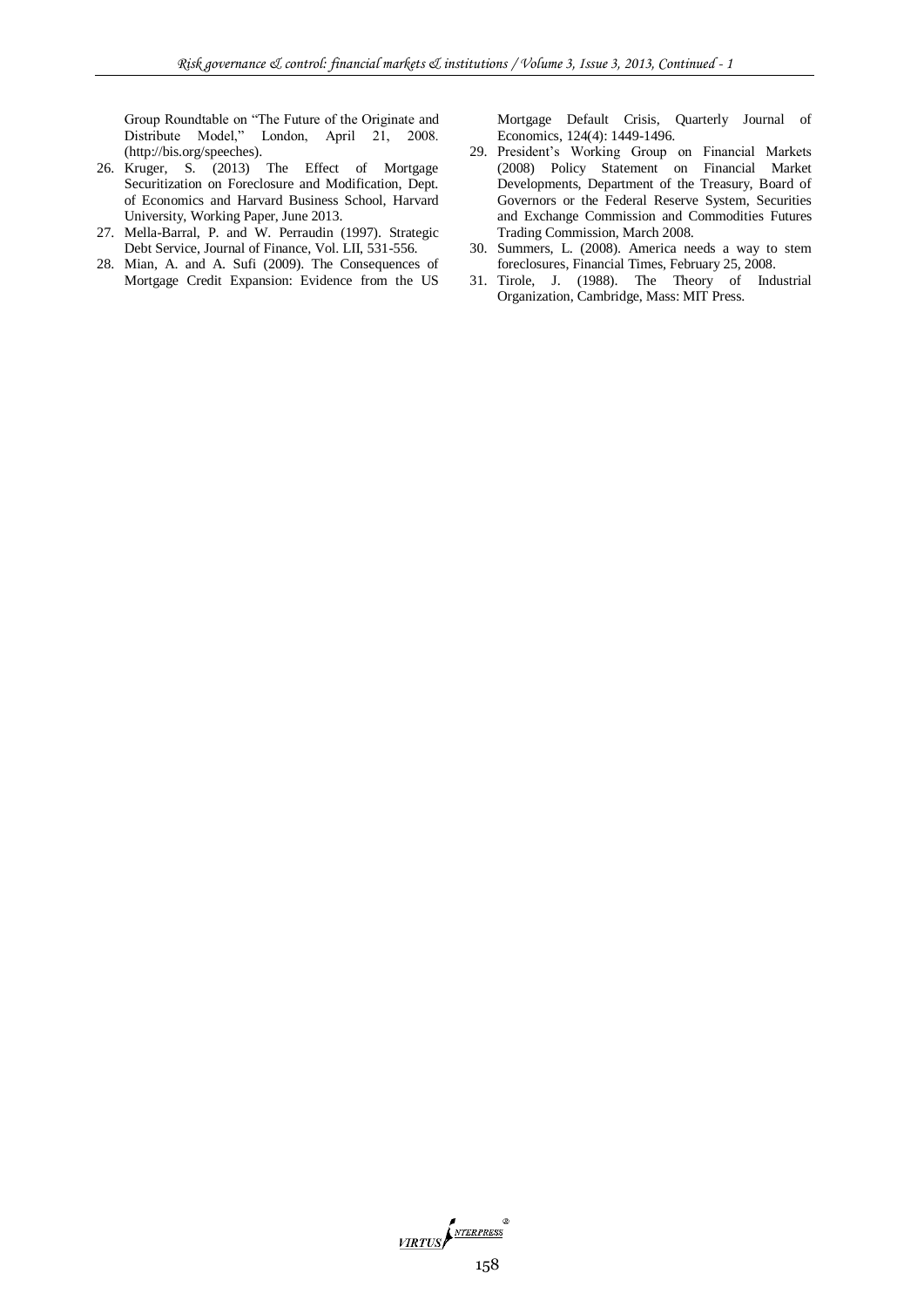Group Roundtable on "The Future of the Originate and Distribute Model," London, April 21, 2008. (http://bis.org/speeches).

26. Kruger, S. (2013) The Effect of Mortgage Securitization on Foreclosure and Modification, Dept. of Economics and Harvard Business School, Harvard University, Working Paper, June 2013.
27. Mella-Barral, P. and W. Perraudin (1997). Strategic Debt Service, Journal of Finance, Vol. LII, 531-556.
28. Mian, A. and A. Sufi (2009). The Consequences of Mortgage Credit Expansion: Evidence from the US Mortgage Default Crisis, Quarterly Journal of Economics, 124(4): 1449-1496.
29. President's Working Group on Financial Markets (2008) Policy Statement on Financial Market Developments, Department of the Treasury, Board of Governors or the Federal Reserve System, Securities and Exchange Commission and Commodities Futures Trading Commission, March 2008.
30. Summers, L. (2008). America needs a way to stem foreclosures, Financial Times, February 25, 2008.
31. Tirole, J. (1988). The Theory of Industrial Organization, Cambridge, Mass: MIT Press.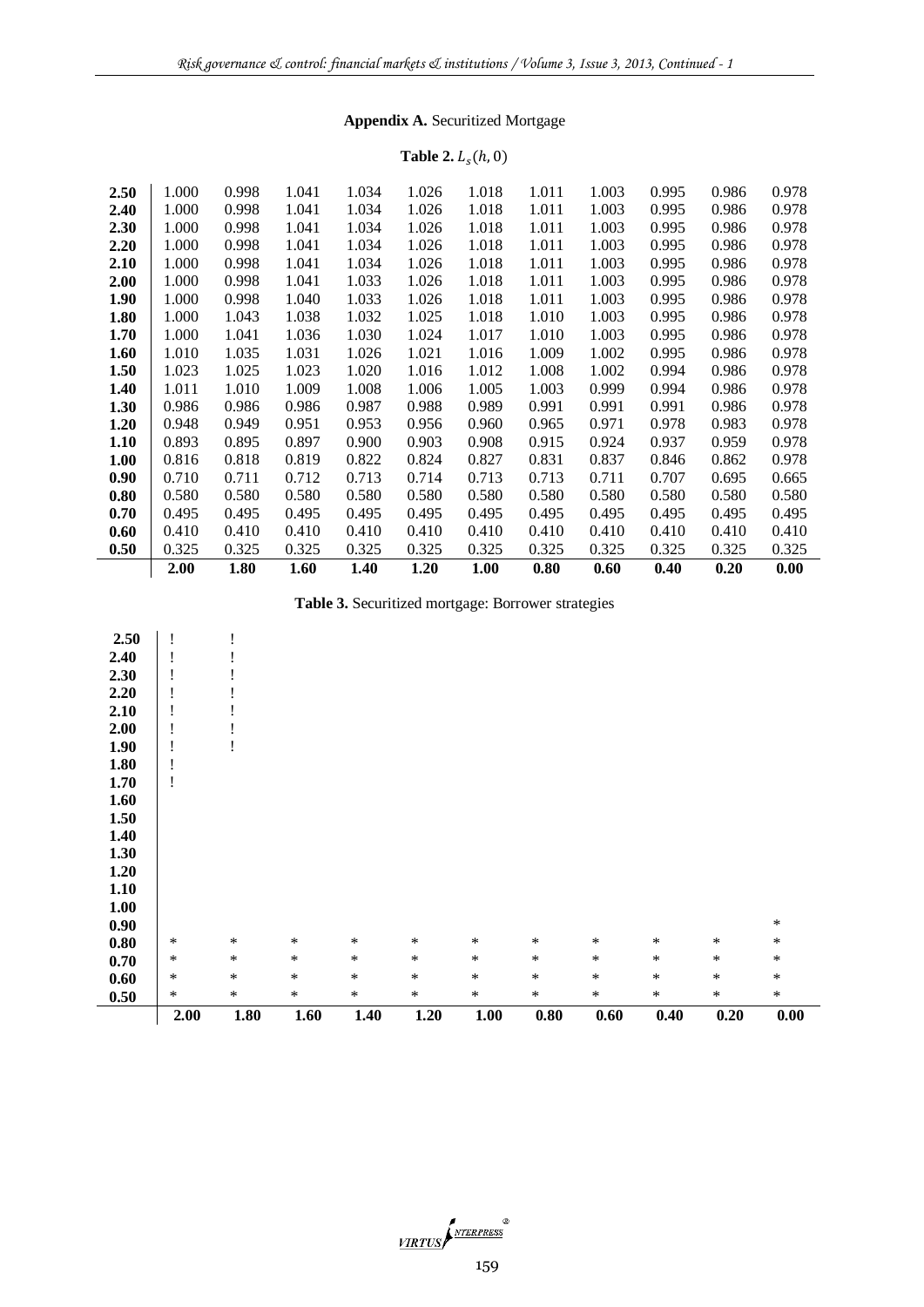**Appendix A.** Securitized Mortgage

**Table 2.** $L_s(h, 0)$

| | | | | | | | | | | | |
|---|---|---|---|---|---|---|---|---|---|---|---|
| **2.50** | 1.000 | 0.998 | 1.041 | 1.034 | 1.026 | 1.018 | 1.011 | 1.003 | 0.995 | 0.986 | 0.978 |
| **2.40** | 1.000 | 0.998 | 1.041 | 1.034 | 1.026 | 1.018 | 1.011 | 1.003 | 0.995 | 0.986 | 0.978 |
| **2.30** | 1.000 | 0.998 | 1.041 | 1.034 | 1.026 | 1.018 | 1.011 | 1.003 | 0.995 | 0.986 | 0.978 |
| **2.20** | 1.000 | 0.998 | 1.041 | 1.034 | 1.026 | 1.018 | 1.011 | 1.003 | 0.995 | 0.986 | 0.978 |
| **2.10** | 1.000 | 0.998 | 1.041 | 1.034 | 1.026 | 1.018 | 1.011 | 1.003 | 0.995 | 0.986 | 0.978 |
| **2.00** | 1.000 | 0.998 | 1.041 | 1.033 | 1.026 | 1.018 | 1.011 | 1.003 | 0.995 | 0.986 | 0.978 |
| **1.90** | 1.000 | 0.998 | 1.040 | 1.033 | 1.026 | 1.018 | 1.011 | 1.003 | 0.995 | 0.986 | 0.978 |
| **1.80** | 1.000 | 1.043 | 1.038 | 1.032 | 1.025 | 1.018 | 1.010 | 1.003 | 0.995 | 0.986 | 0.978 |
| **1.70** | 1.000 | 1.041 | 1.036 | 1.030 | 1.024 | 1.017 | 1.010 | 1.003 | 0.995 | 0.986 | 0.978 |
| **1.60** | 1.010 | 1.035 | 1.031 | 1.026 | 1.021 | 1.016 | 1.009 | 1.002 | 0.995 | 0.986 | 0.978 |
| **1.50** | 1.023 | 1.025 | 1.023 | 1.020 | 1.016 | 1.012 | 1.008 | 1.002 | 0.994 | 0.986 | 0.978 |
| **1.40** | 1.011 | 1.010 | 1.009 | 1.008 | 1.006 | 1.005 | 1.003 | 0.999 | 0.994 | 0.986 | 0.978 |
| **1.30** | 0.986 | 0.986 | 0.986 | 0.987 | 0.988 | 0.989 | 0.991 | 0.991 | 0.991 | 0.986 | 0.978 |
| **1.20** | 0.948 | 0.949 | 0.951 | 0.953 | 0.956 | 0.960 | 0.965 | 0.971 | 0.978 | 0.983 | 0.978 |
| **1.10** | 0.893 | 0.895 | 0.897 | 0.900 | 0.903 | 0.908 | 0.915 | 0.924 | 0.937 | 0.959 | 0.978 |
| **1.00** | 0.816 | 0.818 | 0.819 | 0.822 | 0.824 | 0.827 | 0.831 | 0.837 | 0.846 | 0.862 | 0.978 |
| **0.90** | 0.710 | 0.711 | 0.712 | 0.713 | 0.714 | 0.713 | 0.713 | 0.711 | 0.707 | 0.695 | 0.665 |
| **0.80** | 0.580 | 0.580 | 0.580 | 0.580 | 0.580 | 0.580 | 0.580 | 0.580 | 0.580 | 0.580 | 0.580 |
| **0.70** | 0.495 | 0.495 | 0.495 | 0.495 | 0.495 | 0.495 | 0.495 | 0.495 | 0.495 | 0.495 | 0.495 |
| **0.60** | 0.410 | 0.410 | 0.410 | 0.410 | 0.410 | 0.410 | 0.410 | 0.410 | 0.410 | 0.410 | 0.410 |
| **0.50** | 0.325 | 0.325 | 0.325 | 0.325 | 0.325 | 0.325 | 0.325 | 0.325 | 0.325 | 0.325 | 0.325 |
| | **2.00** | **1.80** | **1.60** | **1.40** | **1.20** | **1.00** | **0.80** | **0.60** | **0.40** | **0.20** | **0.00** |

**Table 3.** Securitized mortgage: Borrower strategies

| | | | | | | | | | | | |
|---|---|---|---|---|---|---|---|---|---|---|---|
| **2.50** | ! | ! | | | | | | | | | |
| **2.40** | ! | ! | | | | | | | | | |
| **2.30** | ! | ! | | | | | | | | | |
| **2.20** | ! | ! | | | | | | | | | |
| **2.10** | ! | ! | | | | | | | | | |
| **2.00** | ! | ! | | | | | | | | | |
| **1.90** | ! | ! | | | | | | | | | |
| **1.80** | ! | | | | | | | | | | |
| **1.70** | ! | | | | | | | | | | |
| **1.60** | | | | | | | | | | | |
| **1.50** | | | | | | | | | | | |
| **1.40** | | | | | | | | | | | |
| **1.30** | | | | | | | | | | | |
| **1.20** | | | | | | | | | | | |
| **1.10** | | | | | | | | | | | |
| **1.00** | | | | | | | | | | | |
| **0.90** | | | | | | | | | | | * |
| **0.80** | * | * | * | * | * | * | * | * | * | * | * |
| **0.70** | * | * | * | * | * | * | * | * | * | * | * |
| **0.60** | * | * | * | * | * | * | * | * | * | * | * |
| **0.50** | * | * | * | * | * | * | * | * | * | * | * |
| | **2.00** | **1.80** | **1.60** | **1.40** | **1.20** | **1.00** | **0.80** | **0.60** | **0.40** | **0.20** | **0.00** |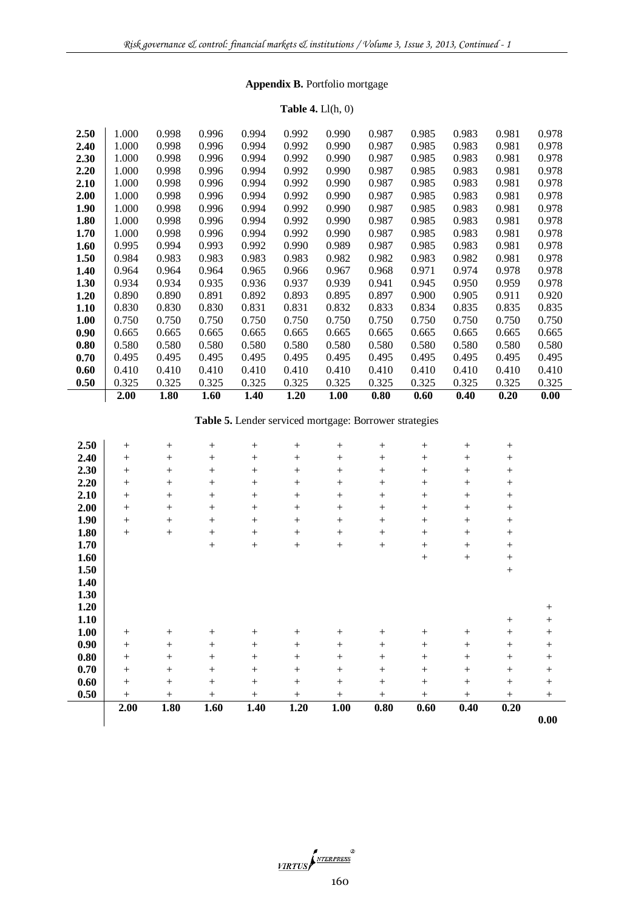## Appendix B. Portfolio mortgage

**Table 4.** Ll(h, 0)

| | | | | | | | | | | | |
|---|---|---|---|---|---|---|---|---|---|---|---|
| **2.50** | 1.000 | 0.998 | 0.996 | 0.994 | 0.992 | 0.990 | 0.987 | 0.985 | 0.983 | 0.981 | 0.978 |
| **2.40** | 1.000 | 0.998 | 0.996 | 0.994 | 0.992 | 0.990 | 0.987 | 0.985 | 0.983 | 0.981 | 0.978 |
| **2.30** | 1.000 | 0.998 | 0.996 | 0.994 | 0.992 | 0.990 | 0.987 | 0.985 | 0.983 | 0.981 | 0.978 |
| **2.20** | 1.000 | 0.998 | 0.996 | 0.994 | 0.992 | 0.990 | 0.987 | 0.985 | 0.983 | 0.981 | 0.978 |
| **2.10** | 1.000 | 0.998 | 0.996 | 0.994 | 0.992 | 0.990 | 0.987 | 0.985 | 0.983 | 0.981 | 0.978 |
| **2.00** | 1.000 | 0.998 | 0.996 | 0.994 | 0.992 | 0.990 | 0.987 | 0.985 | 0.983 | 0.981 | 0.978 |
| **1.90** | 1.000 | 0.998 | 0.996 | 0.994 | 0.992 | 0.990 | 0.987 | 0.985 | 0.983 | 0.981 | 0.978 |
| **1.80** | 1.000 | 0.998 | 0.996 | 0.994 | 0.992 | 0.990 | 0.987 | 0.985 | 0.983 | 0.981 | 0.978 |
| **1.70** | 1.000 | 0.998 | 0.996 | 0.994 | 0.992 | 0.990 | 0.987 | 0.985 | 0.983 | 0.981 | 0.978 |
| **1.60** | 0.995 | 0.994 | 0.993 | 0.992 | 0.990 | 0.989 | 0.987 | 0.985 | 0.983 | 0.981 | 0.978 |
| **1.50** | 0.984 | 0.983 | 0.983 | 0.983 | 0.983 | 0.982 | 0.982 | 0.983 | 0.982 | 0.981 | 0.978 |
| **1.40** | 0.964 | 0.964 | 0.964 | 0.965 | 0.966 | 0.967 | 0.968 | 0.971 | 0.974 | 0.978 | 0.978 |
| **1.30** | 0.934 | 0.934 | 0.935 | 0.936 | 0.937 | 0.939 | 0.941 | 0.945 | 0.950 | 0.959 | 0.978 |
| **1.20** | 0.890 | 0.890 | 0.891 | 0.892 | 0.893 | 0.895 | 0.897 | 0.900 | 0.905 | 0.911 | 0.920 |
| **1.10** | 0.830 | 0.830 | 0.830 | 0.831 | 0.831 | 0.832 | 0.833 | 0.834 | 0.835 | 0.835 | 0.835 |
| **1.00** | 0.750 | 0.750 | 0.750 | 0.750 | 0.750 | 0.750 | 0.750 | 0.750 | 0.750 | 0.750 | 0.750 |
| **0.90** | 0.665 | 0.665 | 0.665 | 0.665 | 0.665 | 0.665 | 0.665 | 0.665 | 0.665 | 0.665 | 0.665 |
| **0.80** | 0.580 | 0.580 | 0.580 | 0.580 | 0.580 | 0.580 | 0.580 | 0.580 | 0.580 | 0.580 | 0.580 |
| **0.70** | 0.495 | 0.495 | 0.495 | 0.495 | 0.495 | 0.495 | 0.495 | 0.495 | 0.495 | 0.495 | 0.495 |
| **0.60** | 0.410 | 0.410 | 0.410 | 0.410 | 0.410 | 0.410 | 0.410 | 0.410 | 0.410 | 0.410 | 0.410 |
| **0.50** | 0.325 | 0.325 | 0.325 | 0.325 | 0.325 | 0.325 | 0.325 | 0.325 | 0.325 | 0.325 | 0.325 |
| | **2.00** | **1.80** | **1.60** | **1.40** | **1.20** | **1.00** | **0.80** | **0.60** | **0.40** | **0.20** | **0.00** |

**Table 5.** Lender serviced mortgage: Borrower strategies

| | | | | | | | | | | | |
|---|---|---|---|---|---|---|---|---|---|---|---|
| **2.50** | + | + | + | + | + | + | + | + | + | + | |
| **2.40** | + | + | + | + | + | + | + | + | + | + | |
| **2.30** | + | + | + | + | + | + | + | + | + | + | |
| **2.20** | + | + | + | + | + | + | + | + | + | + | |
| **2.10** | + | + | + | + | + | + | + | + | + | + | |
| **2.00** | + | + | + | + | + | + | + | + | + | + | |
| **1.90** | + | + | + | + | + | + | + | + | + | + | |
| **1.80** | + | + | + | + | + | + | + | + | + | + | |
| **1.70** | | | + | + | + | + | + | + | + | + | |
| **1.60** | | | | | | | | + | + | + | |
| **1.50** | | | | | | | | | | + | |
| **1.40** | | | | | | | | | | | |
| **1.30** | | | | | | | | | | | |
| **1.20** | | | | | | | | | | | + |
| **1.10** | | | | | | | | | | + | + |
| **1.00** | + | + | + | + | + | + | + | + | + | + | + |
| **0.90** | + | + | + | + | + | + | + | + | + | + | + |
| **0.80** | + | + | + | + | + | + | + | + | + | + | + |
| **0.70** | + | + | + | + | + | + | + | + | + | + | + |
| **0.60** | + | + | + | + | + | + | + | + | + | + | + |
| **0.50** | + | + | + | + | + | + | + | + | + | + | + |
| | **2.00** | **1.80** | **1.60** | **1.40** | **1.20** | **1.00** | **0.80** | **0.60** | **0.40** | **0.20** | **0.00** |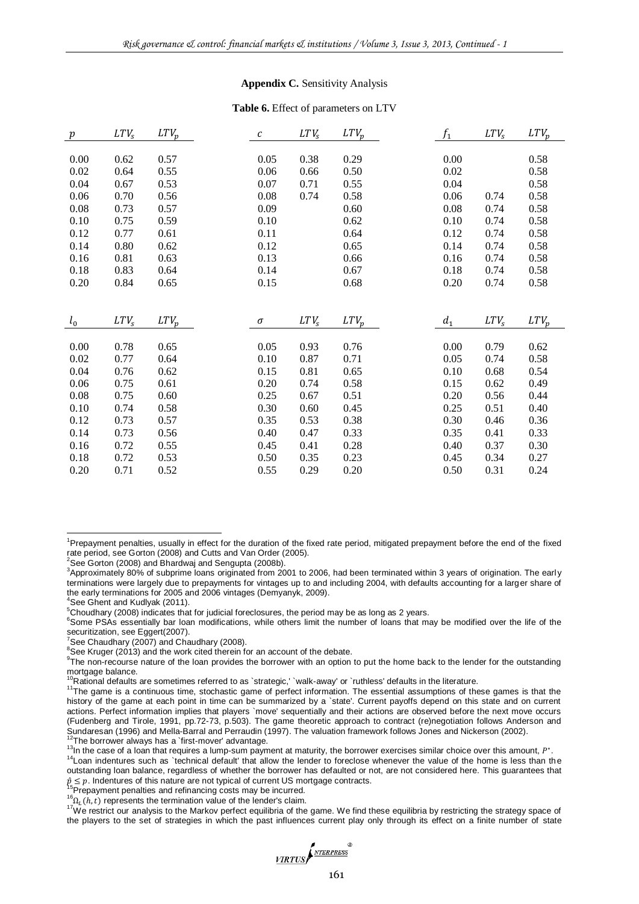## Appendix C. Sensitivity Analysis

**Table 6.** Effect of parameters on LTV

| $p$ | $LTV_s$ | $LTV_p$ | $c$ | $LTV_s$ | $LTV_p$ | $f_1$ | $LTV_s$ | $LTV_p$ |
|---|---|---|---|---|---|---|---|---|
| 0.00 | 0.62 | 0.57 | 0.05 | 0.38 | 0.29 | 0.00 | | 0.58 |
| 0.02 | 0.64 | 0.55 | 0.06 | 0.66 | 0.50 | 0.02 | | 0.58 |
| 0.04 | 0.67 | 0.53 | 0.07 | 0.71 | 0.55 | 0.04 | | 0.58 |
| 0.06 | 0.70 | 0.56 | 0.08 | 0.74 | 0.58 | 0.06 | 0.74 | 0.58 |
| 0.08 | 0.73 | 0.57 | 0.09 | | 0.60 | 0.08 | 0.74 | 0.58 |
| 0.10 | 0.75 | 0.59 | 0.10 | | 0.62 | 0.10 | 0.74 | 0.58 |
| 0.12 | 0.77 | 0.61 | 0.11 | | 0.64 | 0.12 | 0.74 | 0.58 |
| 0.14 | 0.80 | 0.62 | 0.12 | | 0.65 | 0.14 | 0.74 | 0.58 |
| 0.16 | 0.81 | 0.63 | 0.13 | | 0.66 | 0.16 | 0.74 | 0.58 |
| 0.18 | 0.83 | 0.64 | 0.14 | | 0.67 | 0.18 | 0.74 | 0.58 |
| 0.20 | 0.84 | 0.65 | 0.15 | | 0.68 | 0.20 | 0.74 | 0.58 |

| $l_0$ | $LTV_s$ | $LTV_p$ | $\sigma$ | $LTV_s$ | $LTV_p$ | $d_1$ | $LTV_s$ | $LTV_p$ |
|---|---|---|---|---|---|---|---|---|
| 0.00 | 0.78 | 0.65 | 0.05 | 0.93 | 0.76 | 0.00 | 0.79 | 0.62 |
| 0.02 | 0.77 | 0.64 | 0.10 | 0.87 | 0.71 | 0.05 | 0.74 | 0.58 |
| 0.04 | 0.76 | 0.62 | 0.15 | 0.81 | 0.65 | 0.10 | 0.68 | 0.54 |
| 0.06 | 0.75 | 0.61 | 0.20 | 0.74 | 0.58 | 0.15 | 0.62 | 0.49 |
| 0.08 | 0.75 | 0.60 | 0.25 | 0.67 | 0.51 | 0.20 | 0.56 | 0.44 |
| 0.10 | 0.74 | 0.58 | 0.30 | 0.60 | 0.45 | 0.25 | 0.51 | 0.40 |
| 0.12 | 0.73 | 0.57 | 0.35 | 0.53 | 0.38 | 0.30 | 0.46 | 0.36 |
| 0.14 | 0.73 | 0.56 | 0.40 | 0.47 | 0.33 | 0.35 | 0.41 | 0.33 |
| 0.16 | 0.72 | 0.55 | 0.45 | 0.41 | 0.28 | 0.40 | 0.37 | 0.30 |
| 0.18 | 0.72 | 0.53 | 0.50 | 0.35 | 0.23 | 0.45 | 0.34 | 0.27 |
| 0.20 | 0.71 | 0.52 | 0.55 | 0.29 | 0.20 | 0.50 | 0.31 | 0.24 |

---

[1]Prepayment penalties, usually in effect for the duration of the fixed rate period, mitigated prepayment before the end of the fixed rate period, see Gorton (2008) and Cutts and Van Order (2005).

[2]See Gorton (2008) and Bhardwaj and Sengupta (2008b).

[3]Approximately 80% of subprime loans originated from 2001 to 2006, had been terminated within 3 years of origination. The early terminations were largely due to prepayments for vintages up to and including 2004, with defaults accounting for a larger share of the early terminations for 2005 and 2006 vintages (Demyanyk, 2009).

[4]See Ghent and Kudlyak (2011).

[5]Choudhary (2008) indicates that for judicial foreclosures, the period may be as long as 2 years.

[6]Some PSAs essentially bar loan modifications, while others limit the number of loans that may be modified over the life of the securitization, see Eggert(2007).

[7]See Chaudhary (2007) and Chaudhary (2008).

[8]See Kruger (2013) and the work cited therein for an account of the debate.

[9]The non-recourse nature of the loan provides the borrower with an option to put the home back to the lender for the outstanding mortgage balance.

[10]Rational defaults are sometimes referred to as `strategic,' `walk-away' or `ruthless' defaults in the literature.

[11]The game is a continuous time, stochastic game of perfect information. The essential assumptions of these games is that the history of the game at each point in time can be summarized by a `state'. Current payoffs depend on this state and on current actions. Perfect information implies that players `move' sequentially and their actions are observed before the next move occurs (Fudenberg and Tirole, 1991, pp.72-73, p.503). The game theoretic approach to contract (re)negotiation follows Anderson and Sundaresan (1996) and Mella-Barral and Perraudin (1997). The valuation framework follows Jones and Nickerson (2002).

[12]The borrower always has a `first-mover' advantage.

[13]In the case of a loan that requires a lump-sum payment at maturity, the borrower exercises similar choice over this amount, $P^*$.

[14]Loan indentures such as `technical default' that allow the lender to foreclose whenever the value of the home is less than the outstanding loan balance, regardless of whether the borrower has defaulted or not, are not considered here. This guarantees that $\hat{p} \leq p$. Indentures of this nature are not typical of current US mortgage contracts.

[15]Prepayment penalties and refinancing costs may be incurred.

[16]$\Omega_L(h,t)$ represents the termination value of the lender's claim.

[17]We restrict our analysis to the Markov perfect equilibria of the game. We find these equilibria by restricting the strategy space of the players to the set of strategies in which the past influences current play only through its effect on a finite number of state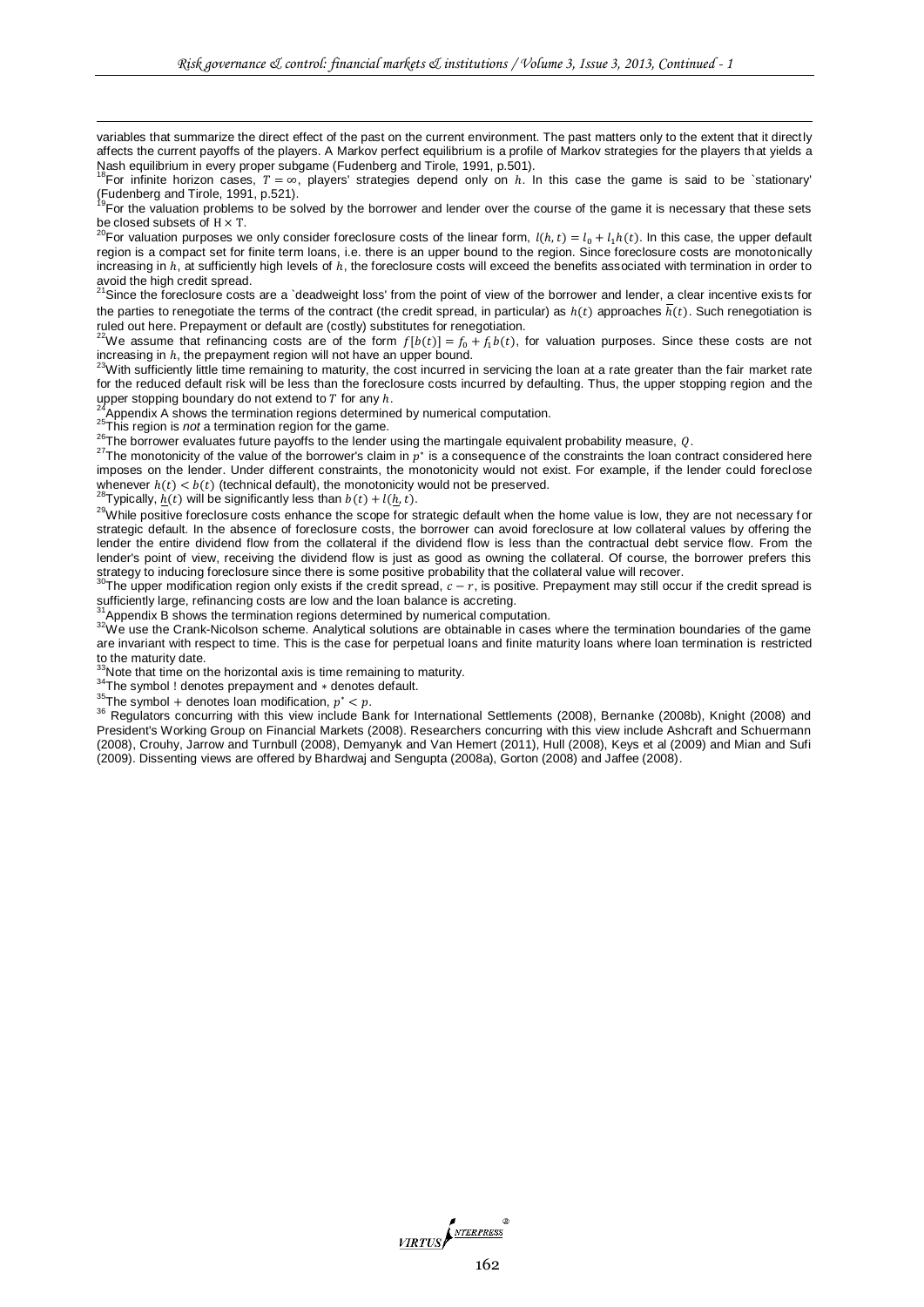variables that summarize the direct effect of the past on the current environment. The past matters only to the extent that it directly affects the current payoffs of the players. A Markov perfect equilibrium is a profile of Markov strategies for the players that yields a Nash equilibrium in every proper subgame (Fudenberg and Tirole, 1991, p.501).

[18]For infinite horizon cases, $T = \infty$, players' strategies depend only on $h$. In this case the game is said to be `stationary' (Fudenberg and Tirole, 1991, p.521).

[19]For the valuation problems to be solved by the borrower and lender over the course of the game it is necessary that these sets be closed subsets of $\mathrm{H} \times \mathrm{T}$.

[20]For valuation purposes we only consider foreclosure costs of the linear form, $l(h,t) = l_0 + l_1 h(t)$. In this case, the upper default region is a compact set for finite term loans, i.e. there is an upper bound to the region. Since foreclosure costs are monotonically increasing in $h$, at sufficiently high levels of $h$, the foreclosure costs will exceed the benefits associated with termination in order to avoid the high credit spread.

[21]Since the foreclosure costs are a `deadweight loss' from the point of view of the borrower and lender, a clear incentive exists for the parties to renegotiate the terms of the contract (the credit spread, in particular) as $h(t)$ approaches $\bar{h}(t)$. Such renegotiation is ruled out here. Prepayment or default are (costly) substitutes for renegotiation.

[22]We assume that refinancing costs are of the form $f[b(t)] = f_0 + f_1 b(t)$, for valuation purposes. Since these costs are not increasing in $h$, the prepayment region will not have an upper bound.

[23]With sufficiently little time remaining to maturity, the cost incurred in servicing the loan at a rate greater than the fair market rate for the reduced default risk will be less than the foreclosure costs incurred by defaulting. Thus, the upper stopping region and the upper stopping boundary do not extend to $T$ for any $h$.

[24]Appendix A shows the termination regions determined by numerical computation.

[25]This region is *not* a termination region for the game.

[26]The borrower evaluates future payoffs to the lender using the martingale equivalent probability measure, $Q$.

[27]The monotonicity of the value of the borrower's claim in $p^*$ is a consequence of the constraints the loan contract considered here imposes on the lender. Under different constraints, the monotonicity would not exist. For example, if the lender could foreclose whenever $h(t) < b(t)$ (technical default), the monotonicity would not be preserved.

[28]Typically, $\underline{h}(t)$ will be significantly less than $b(t) + l(\underline{h}, t)$.

[29]While positive foreclosure costs enhance the scope for strategic default when the home value is low, they are not necessary for strategic default. In the absence of foreclosure costs, the borrower can avoid foreclosure at low collateral values by offering the lender the entire dividend flow from the collateral if the dividend flow is less than the contractual debt service flow. From the lender's point of view, receiving the dividend flow is just as good as owning the collateral. Of course, the borrower prefers this strategy to inducing foreclosure since there is some positive probability that the collateral value will recover.

[30]The upper modification region only exists if the credit spread, $c - r$, is positive. Prepayment may still occur if the credit spread is sufficiently large, refinancing costs are low and the loan balance is accreting.

[31]Appendix B shows the termination regions determined by numerical computation.

[32]We use the Crank-Nicolson scheme. Analytical solutions are obtainable in cases where the termination boundaries of the game are invariant with respect to time. This is the case for perpetual loans and finite maturity loans where loan termination is restricted to the maturity date.

[33]Note that time on the horizontal axis is time remaining to maturity.

[34]The symbol ! denotes prepayment and $*$ denotes default.

[35]The symbol $+$ denotes loan modification, $p^* < p$.

[36] Regulators concurring with this view include Bank for International Settlements (2008), Bernanke (2008b), Knight (2008) and President's Working Group on Financial Markets (2008). Researchers concurring with this view include Ashcraft and Schuermann (2008), Crouhy, Jarrow and Turnbull (2008), Demyanyk and Van Hemert (2011), Hull (2008), Keys et al (2009) and Mian and Sufi (2009). Dissenting views are offered by Bhardwaj and Sengupta (2008a), Gorton (2008) and Jaffee (2008).